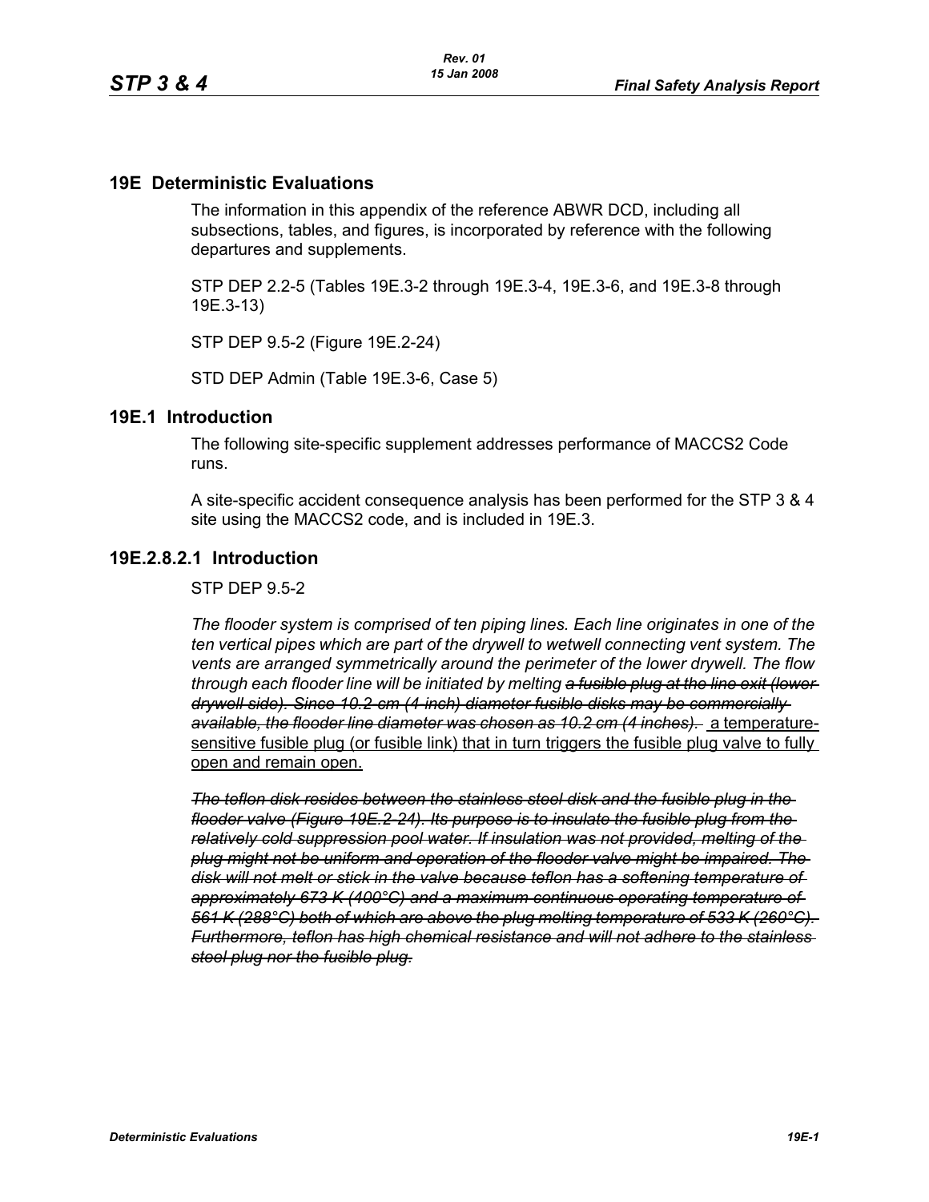# 19E Deterministic Evaluations

The information in this appendix of the reference ABWR DCD, including all subsections, tables, and figures, is incorporated by reference with the following departures and supplements.

STP DEP 2.2-5 (Tables 19E.3-2 through 19E.3-4, 19E.3-6, and 19E.3-8 through 19E.3-13)

STP DEP 9.5-2 (Figure 19E.2-24)

STD DEP Admin (Table 19E.3-6, Case 5)

## 19E.1 Introduction

The following site-specific supplement addresses performance of MACCS2 Code runs.

A site-specific accident consequence analysis has been performed for the STP 3 & 4 site using the MACCS2 code, and is included in 19E.3.

## 19E.2.8.2.1 Introduction

STP DEP 9.5-2

*The flooder system is comprised of ten piping lines. Each line originates in one of the ten vertical pipes which are part of the drywell to wetwell connecting vent system. The vents are arranged symmetrically around the perimeter of the lower drywell. The flow through each flooder line will be initiated by melting ~~a fusible plug at the line exit (lower drywell side). Since 10.2-cm (4-inch) diameter fusible disks may be commercially available, the flooder line diameter was chosen as 10.2 cm (4 inches).~~* <u>a temperature-sensitive fusible plug (or fusible link) that in turn triggers the fusible plug valve to fully open and remain open.</u>

*~~The teflon disk resides between the stainless steel disk and the fusible plug in the flooder valve (Figure 19E.2-24). Its purpose is to insulate the fusible plug from the relatively cold suppression pool water. If insulation was not provided, melting of the plug might not be uniform and operation of the flooder valve might be impaired. The disk will not melt or stick in the valve because teflon has a softening temperature of approximately 673 K (400°C) and a maximum continuous operating temperature of 561 K (288°C) both of which are above the plug melting temperature of 533 K (260°C). Furthermore, teflon has high chemical resistance and will not adhere to the stainless steel plug nor the fusible plug.~~*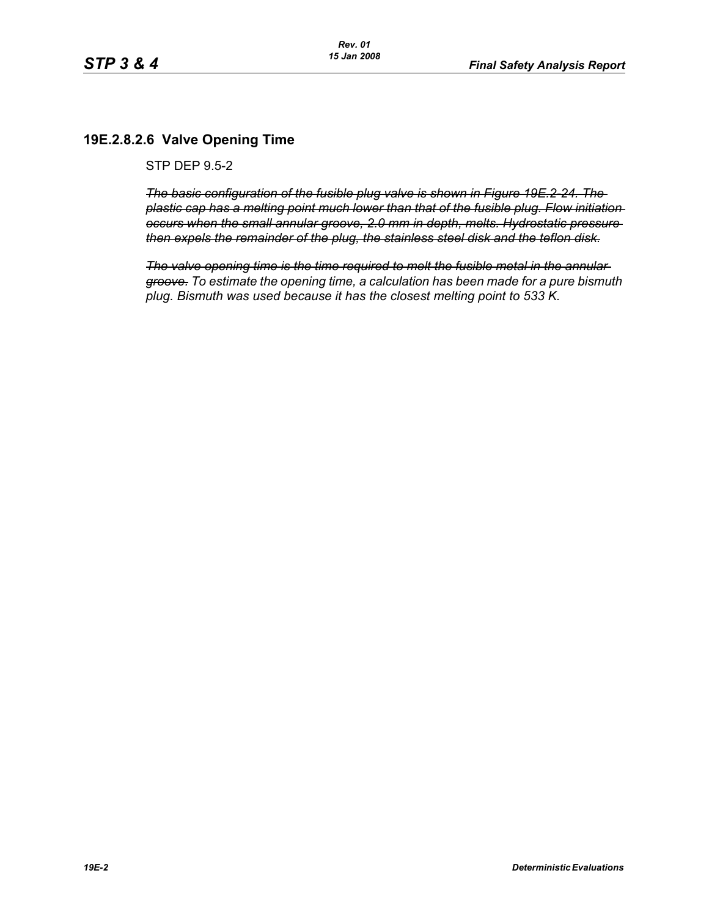## 19E.2.8.2.6 Valve Opening Time

STP DEP 9.5-2

~~*The basic configuration of the fusible plug valve is shown in Figure 19E.2-24. The plastic cap has a melting point much lower than that of the fusible plug. Flow initiation occurs when the small annular groove, 2.0 mm in depth, melts. Hydrostatic pressure then expels the remainder of the plug, the stainless steel disk and the teflon disk.*~~

~~*The valve opening time is the time required to melt the fusible metal in the annular groove.*~~ *To estimate the opening time, a calculation has been made for a pure bismuth plug. Bismuth was used because it has the closest melting point to 533 K.*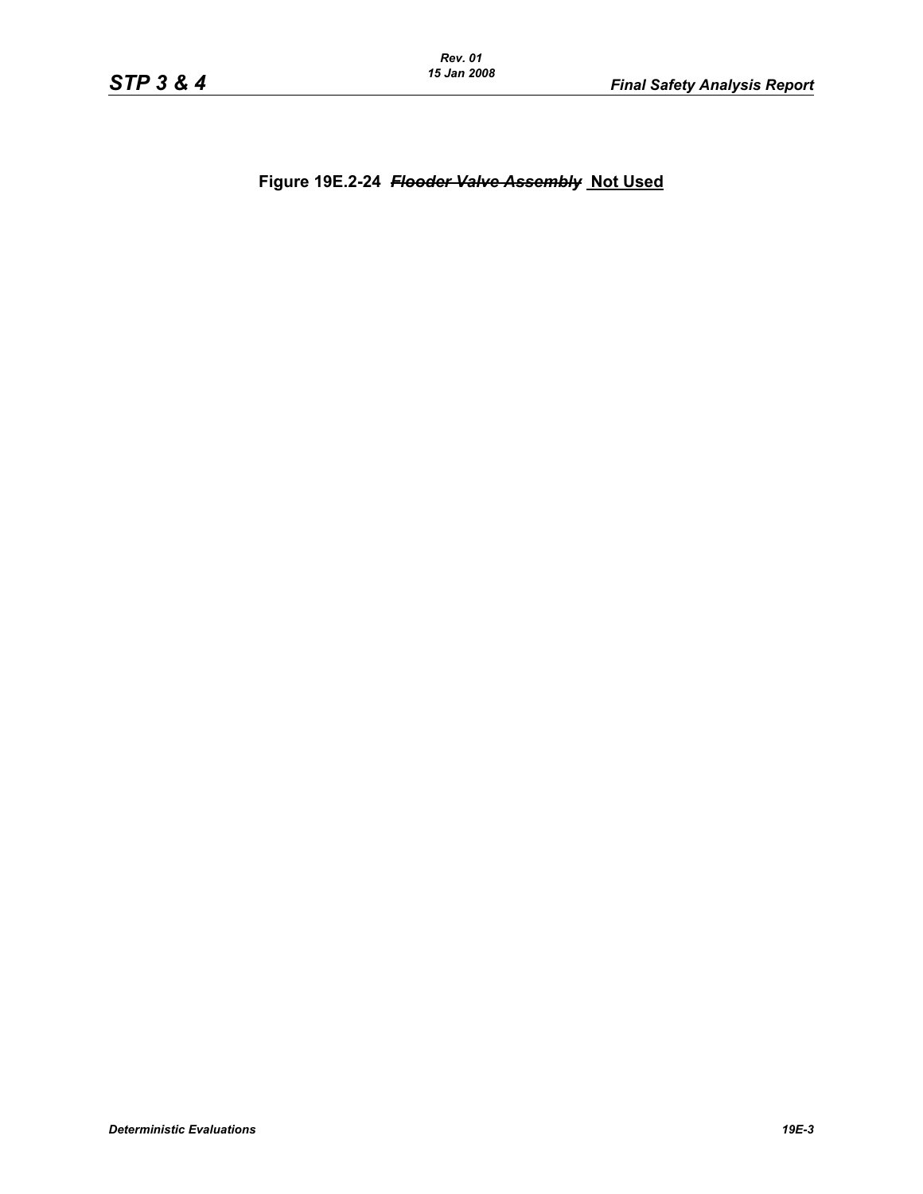**Figure 19E.2-24 ~~*Flooder Valve Assembly*~~ Not Used**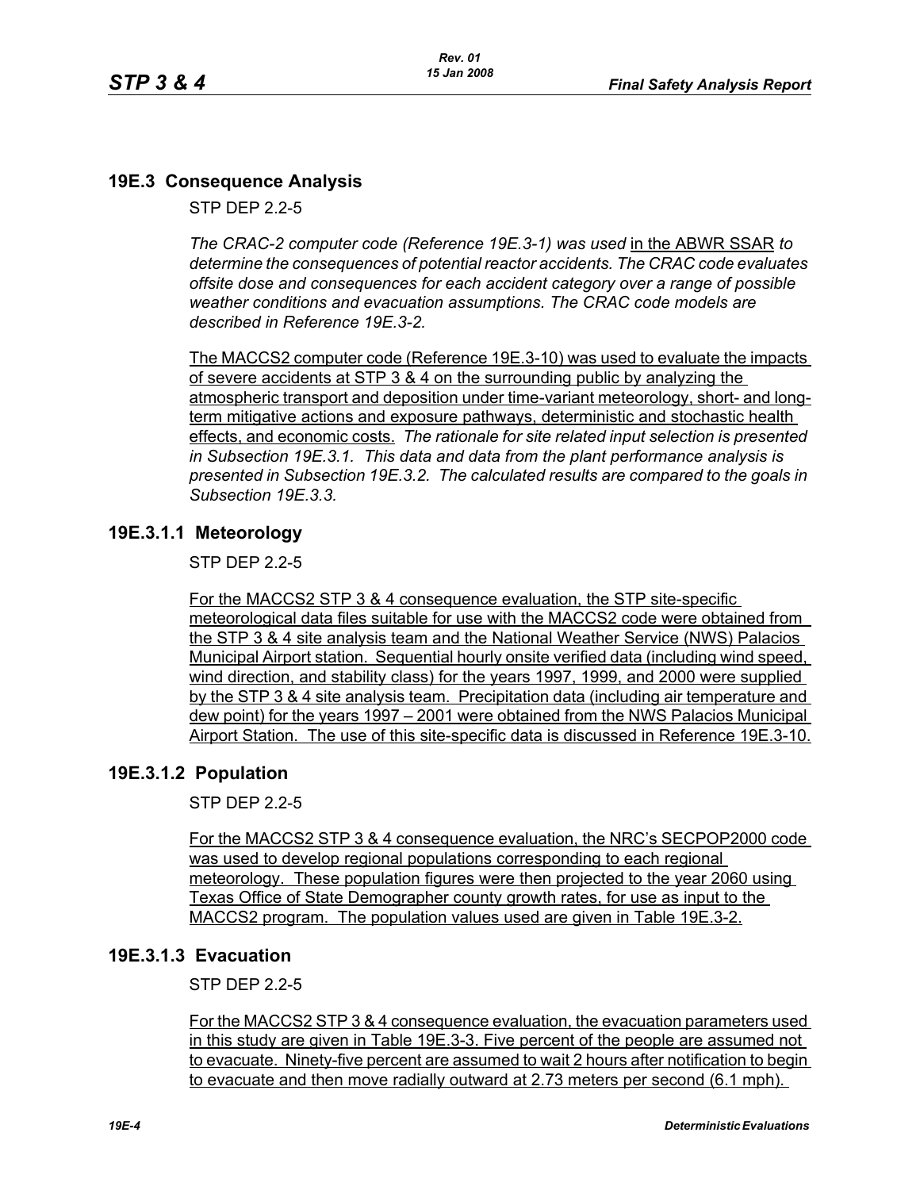## 19E.3 Consequence Analysis

STP DEP 2.2-5

*The CRAC-2 computer code (Reference 19E.3-1) was used* in the ABWR SSAR *to determine the consequences of potential reactor accidents. The CRAC code evaluates offsite dose and consequences for each accident category over a range of possible weather conditions and evacuation assumptions. The CRAC code models are described in Reference 19E.3-2.*

The MACCS2 computer code (Reference 19E.3-10) was used to evaluate the impacts of severe accidents at STP 3 & 4 on the surrounding public by analyzing the atmospheric transport and deposition under time-variant meteorology, short- and long-term mitigative actions and exposure pathways, deterministic and stochastic health effects, and economic costs. *The rationale for site related input selection is presented in Subsection 19E.3.1. This data and data from the plant performance analysis is presented in Subsection 19E.3.2. The calculated results are compared to the goals in Subsection 19E.3.3.*

### 19E.3.1.1 Meteorology

STP DEP 2.2-5

For the MACCS2 STP 3 & 4 consequence evaluation, the STP site-specific meteorological data files suitable for use with the MACCS2 code were obtained from the STP 3 & 4 site analysis team and the National Weather Service (NWS) Palacios Municipal Airport station. Sequential hourly onsite verified data (including wind speed, wind direction, and stability class) for the years 1997, 1999, and 2000 were supplied by the STP 3 & 4 site analysis team. Precipitation data (including air temperature and dew point) for the years 1997 – 2001 were obtained from the NWS Palacios Municipal Airport Station. The use of this site-specific data is discussed in Reference 19E.3-10.

### 19E.3.1.2 Population

STP DEP 2.2-5

For the MACCS2 STP 3 & 4 consequence evaluation, the NRC's SECPOP2000 code was used to develop regional populations corresponding to each regional meteorology. These population figures were then projected to the year 2060 using Texas Office of State Demographer county growth rates, for use as input to the MACCS2 program. The population values used are given in Table 19E.3-2.

### 19E.3.1.3 Evacuation

STP DEP 2.2-5

For the MACCS2 STP 3 & 4 consequence evaluation, the evacuation parameters used in this study are given in Table 19E.3-3. Five percent of the people are assumed not to evacuate. Ninety-five percent are assumed to wait 2 hours after notification to begin to evacuate and then move radially outward at 2.73 meters per second (6.1 mph).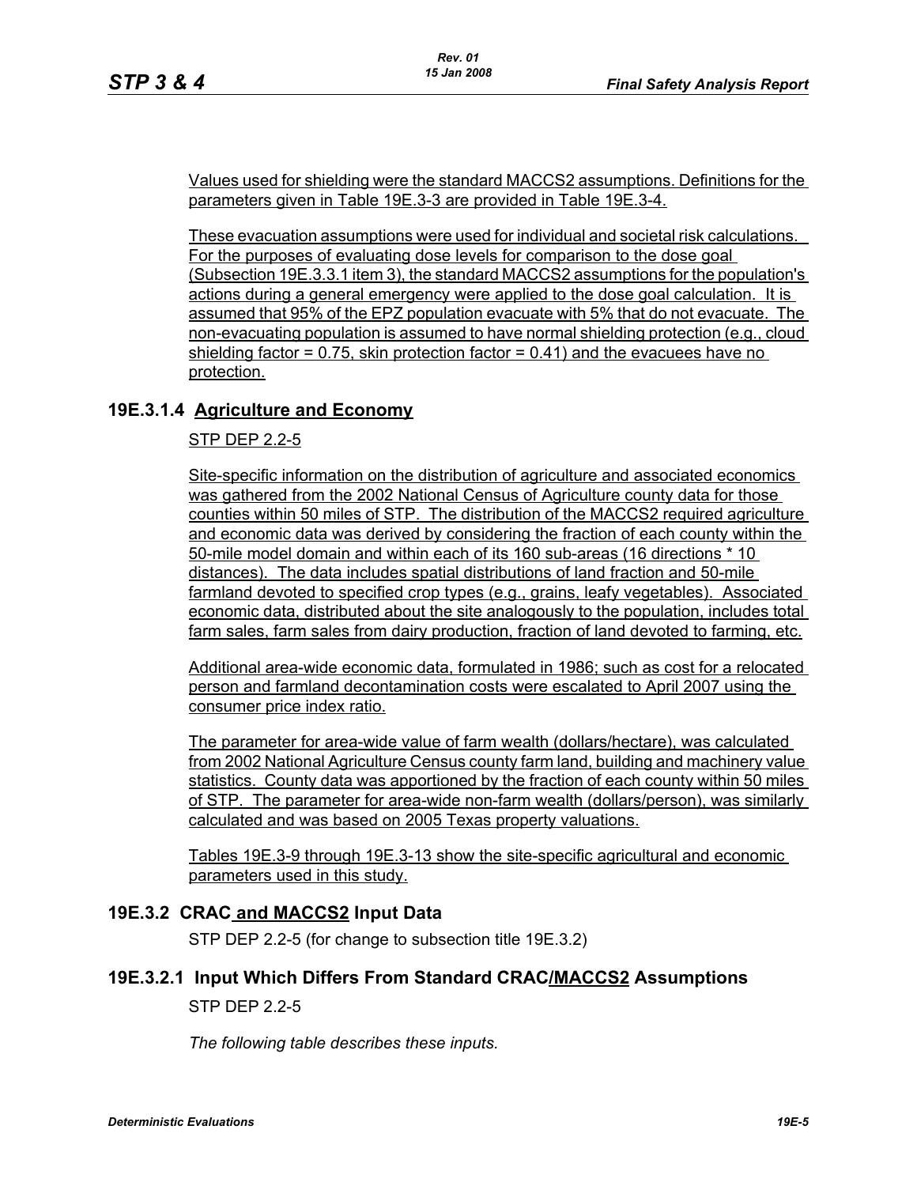Values used for shielding were the standard MACCS2 assumptions. Definitions for the parameters given in Table 19E.3-3 are provided in Table 19E.3-4.

These evacuation assumptions were used for individual and societal risk calculations. For the purposes of evaluating dose levels for comparison to the dose goal (Subsection 19E.3.3.1 item 3), the standard MACCS2 assumptions for the population's actions during a general emergency were applied to the dose goal calculation. It is assumed that 95% of the EPZ population evacuate with 5% that do not evacuate. The non-evacuating population is assumed to have normal shielding protection (e.g., cloud shielding factor = 0.75, skin protection factor = 0.41) and the evacuees have no protection.

### 19E.3.1.4 Agriculture and Economy

STP DEP 2.2-5

Site-specific information on the distribution of agriculture and associated economics was gathered from the 2002 National Census of Agriculture county data for those counties within 50 miles of STP. The distribution of the MACCS2 required agriculture and economic data was derived by considering the fraction of each county within the 50-mile model domain and within each of its 160 sub-areas (16 directions * 10 distances). The data includes spatial distributions of land fraction and 50-mile farmland devoted to specified crop types (e.g., grains, leafy vegetables). Associated economic data, distributed about the site analogously to the population, includes total farm sales, farm sales from dairy production, fraction of land devoted to farming, etc.

Additional area-wide economic data, formulated in 1986; such as cost for a relocated person and farmland decontamination costs were escalated to April 2007 using the consumer price index ratio.

The parameter for area-wide value of farm wealth (dollars/hectare), was calculated from 2002 National Agriculture Census county farm land, building and machinery value statistics. County data was apportioned by the fraction of each county within 50 miles of STP. The parameter for area-wide non-farm wealth (dollars/person), was similarly calculated and was based on 2005 Texas property valuations.

Tables 19E.3-9 through 19E.3-13 show the site-specific agricultural and economic parameters used in this study.

## 19E.3.2 CRAC and MACCS2 Input Data

STP DEP 2.2-5 (for change to subsection title 19E.3.2)

### 19E.3.2.1 Input Which Differs From Standard CRAC/MACCS2 Assumptions

STP DEP 2.2-5

*The following table describes these inputs.*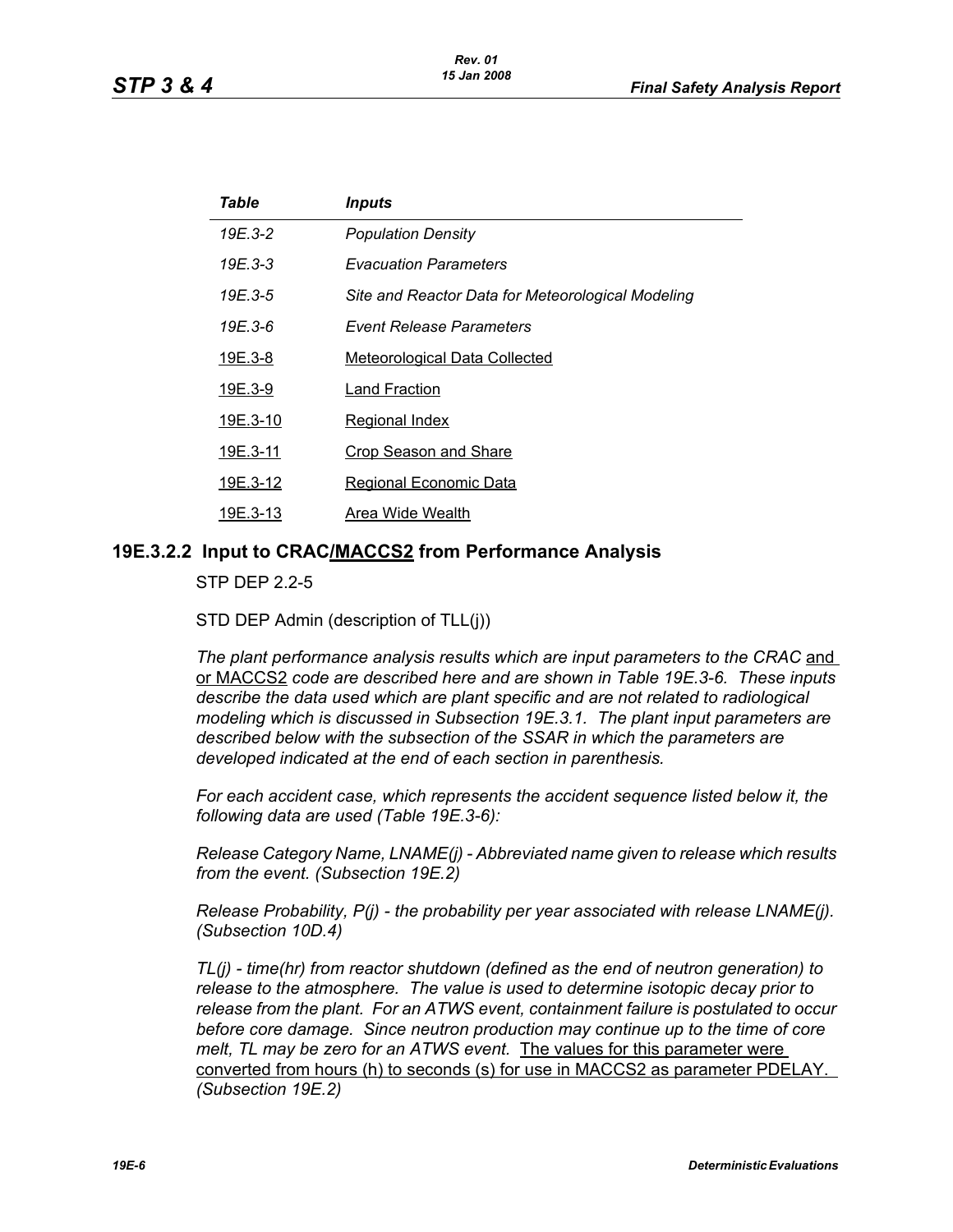| *Table* | *Inputs* |
|---|---|
| *19E.3-2* | *Population Density* |
| *19E.3-3* | *Evacuation Parameters* |
| *19E.3-5* | *Site and Reactor Data for Meteorological Modeling* |
| *19E.3-6* | *Event Release Parameters* |
| 19E.3-8 | Meteorological Data Collected |
| 19E.3-9 | Land Fraction |
| 19E.3-10 | Regional Index |
| 19E.3-11 | Crop Season and Share |
| 19E.3-12 | Regional Economic Data |
| 19E.3-13 | Area Wide Wealth |

## 19E.3.2.2 Input to CRAC/MACCS2 from Performance Analysis

STP DEP 2.2-5

STD DEP Admin (description of TLL(j))

*The plant performance analysis results which are input parameters to the CRAC* and or MACCS2 *code are described here and are shown in Table 19E.3-6. These inputs describe the data used which are plant specific and are not related to radiological modeling which is discussed in Subsection 19E.3.1. The plant input parameters are described below with the subsection of the SSAR in which the parameters are developed indicated at the end of each section in parenthesis.*

*For each accident case, which represents the accident sequence listed below it, the following data are used (Table 19E.3-6):*

*Release Category Name, LNAME(j) - Abbreviated name given to release which results from the event. (Subsection 19E.2)*

*Release Probability, P(j) - the probability per year associated with release LNAME(j). (Subsection 10D.4)*

*TL(j) - time(hr) from reactor shutdown (defined as the end of neutron generation) to release to the atmosphere. The value is used to determine isotopic decay prior to release from the plant. For an ATWS event, containment failure is postulated to occur before core damage. Since neutron production may continue up to the time of core melt, TL may be zero for an ATWS event.* The values for this parameter were converted from hours (h) to seconds (s) for use in MACCS2 as parameter PDELAY. *(Subsection 19E.2)*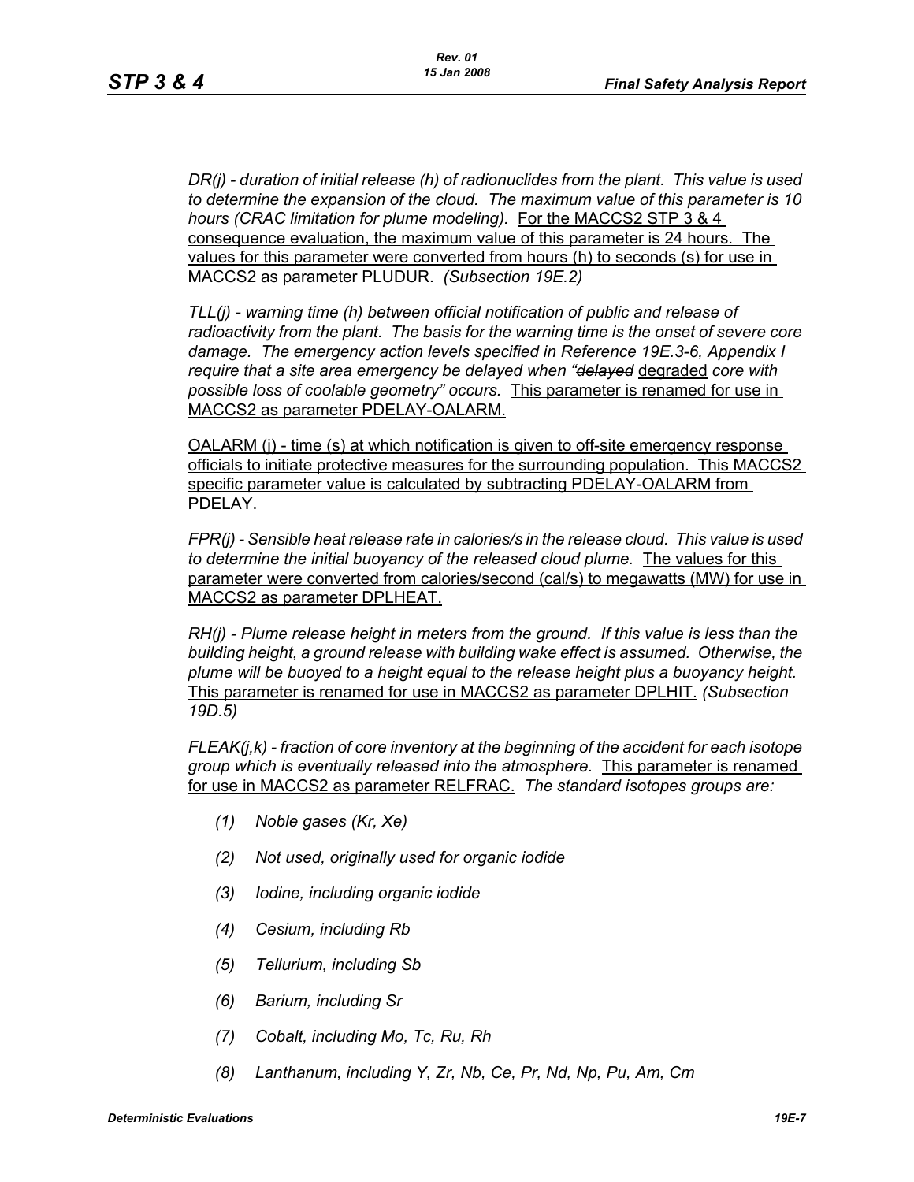*DR(j) - duration of initial release (h) of radionuclides from the plant. This value is used to determine the expansion of the cloud. The maximum value of this parameter is 10 hours (CRAC limitation for plume modeling).* For the MACCS2 STP 3 & 4 consequence evaluation, the maximum value of this parameter is 24 hours. The values for this parameter were converted from hours (h) to seconds (s) for use in MACCS2 as parameter PLUDUR. *(Subsection 19E.2)*

*TLL(j) - warning time (h) between official notification of public and release of radioactivity from the plant. The basis for the warning time is the onset of severe core damage. The emergency action levels specified in Reference 19E.3-6, Appendix I require that a site area emergency be delayed when "~~delayed~~* degraded *core with possible loss of coolable geometry" occurs.* This parameter is renamed for use in MACCS2 as parameter PDELAY-OALARM.

OALARM (j) - time (s) at which notification is given to off-site emergency response officials to initiate protective measures for the surrounding population. This MACCS2 specific parameter value is calculated by subtracting PDELAY-OALARM from PDELAY.

*FPR(j) - Sensible heat release rate in calories/s in the release cloud. This value is used to determine the initial buoyancy of the released cloud plume.* The values for this parameter were converted from calories/second (cal/s) to megawatts (MW) for use in MACCS2 as parameter DPLHEAT.

*RH(j) - Plume release height in meters from the ground. If this value is less than the building height, a ground release with building wake effect is assumed. Otherwise, the plume will be buoyed to a height equal to the release height plus a buoyancy height.* This parameter is renamed for use in MACCS2 as parameter DPLHIT. *(Subsection 19D.5)*

*FLEAK(j,k) - fraction of core inventory at the beginning of the accident for each isotope group which is eventually released into the atmosphere.* This parameter is renamed for use in MACCS2 as parameter RELFRAC. *The standard isotopes groups are:*

*(1) Noble gases (Kr, Xe)*

*(2) Not used, originally used for organic iodide*

*(3) Iodine, including organic iodide*

*(4) Cesium, including Rb*

*(5) Tellurium, including Sb*

*(6) Barium, including Sr*

*(7) Cobalt, including Mo, Tc, Ru, Rh*

*(8) Lanthanum, including Y, Zr, Nb, Ce, Pr, Nd, Np, Pu, Am, Cm*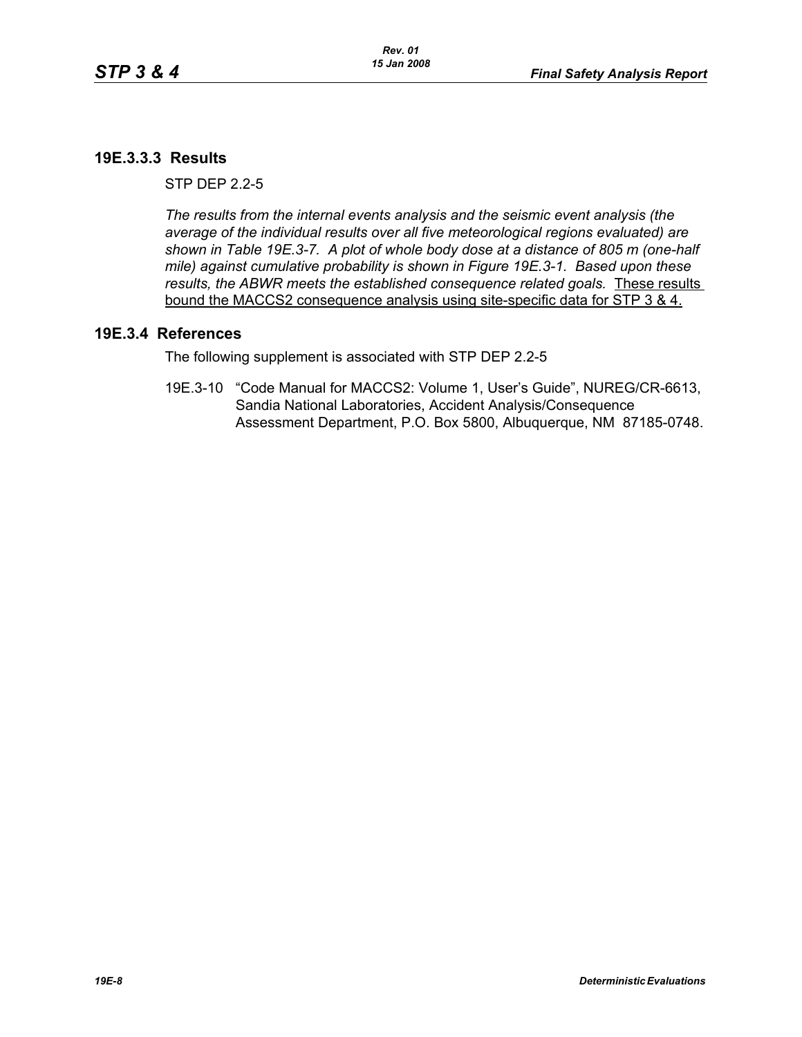### 19E.3.3.3 Results

STP DEP 2.2-5

*The results from the internal events analysis and the seismic event analysis (the average of the individual results over all five meteorological regions evaluated) are shown in Table 19E.3-7. A plot of whole body dose at a distance of 805 m (one-half mile) against cumulative probability is shown in Figure 19E.3-1. Based upon these results, the ABWR meets the established consequence related goals.* <u>These results bound the MACCS2 consequence analysis using site-specific data for STP 3 & 4.</u>

## 19E.3.4 References

The following supplement is associated with STP DEP 2.2-5

19E.3-10 "Code Manual for MACCS2: Volume 1, User's Guide", NUREG/CR-6613, Sandia National Laboratories, Accident Analysis/Consequence Assessment Department, P.O. Box 5800, Albuquerque, NM 87185-0748.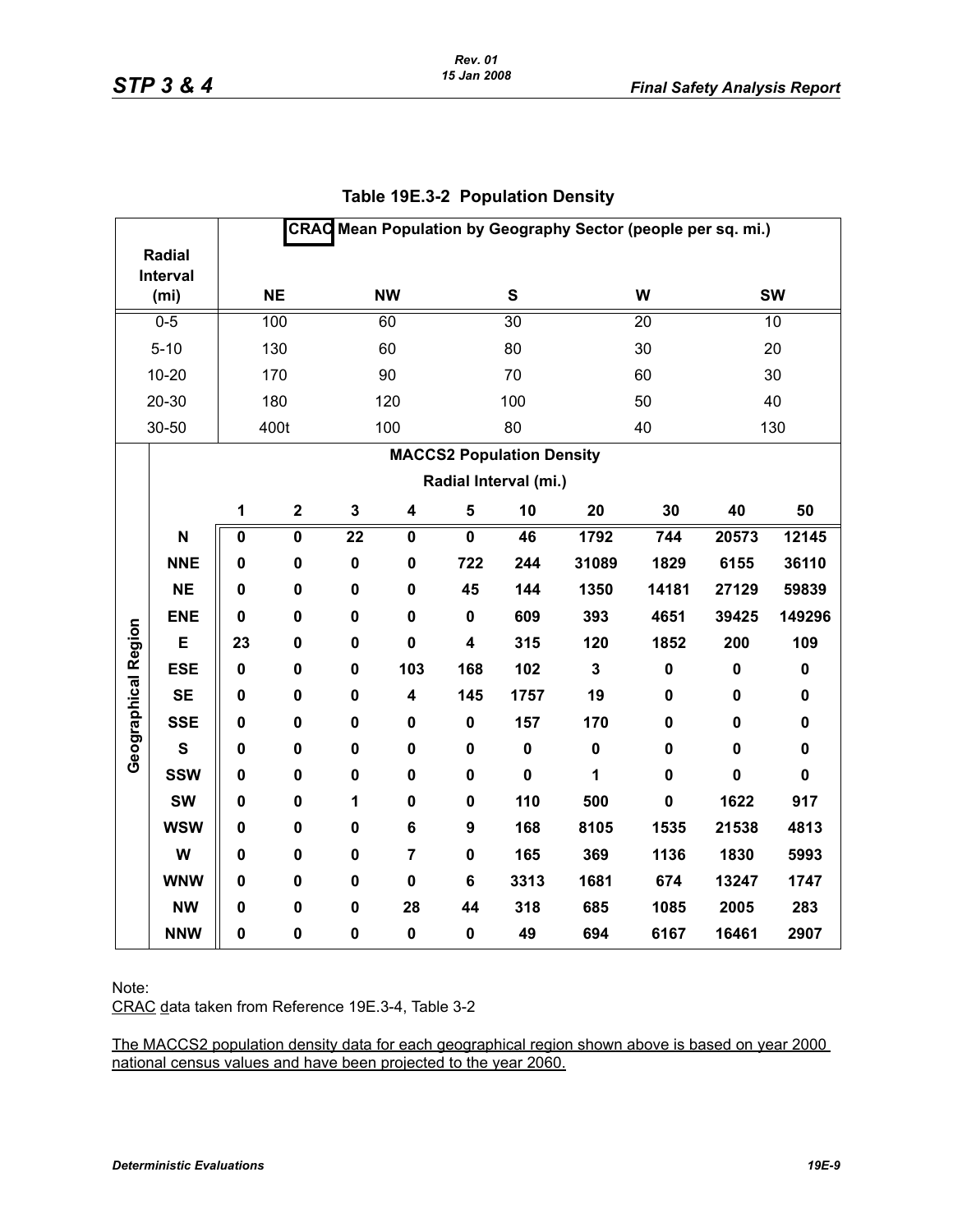## Table 19E.3-2 Population Density

| Radial Interval (mi) | CRAC Mean Population by Geography Sector (people per sq. mi.) | | | | |
|---|---|---|---|---|---|
| | NE | NW | S | W | SW |
| 0-5 | 100 | 60 | 30 | 20 | 10 |
| 5-10 | 130 | 60 | 80 | 30 | 20 |
| 10-20 | 170 | 90 | 70 | 60 | 30 |
| 20-30 | 180 | 120 | 100 | 50 | 40 |
| 30-50 | 400t | 100 | 80 | 40 | 130 |

**MACCS2 Population Density**

| Geographical Region | Radial Interval (mi.) | | | | | | | | | |
|---|---|---|---|---|---|---|---|---|---|---|
| | 1 | 2 | 3 | 4 | 5 | 10 | 20 | 30 | 40 | 50 |
| N | 0 | 0 | 22 | 0 | 0 | 46 | 1792 | 744 | 20573 | 12145 |
| NNE | 0 | 0 | 0 | 0 | 722 | 244 | 31089 | 1829 | 6155 | 36110 |
| NE | 0 | 0 | 0 | 0 | 45 | 144 | 1350 | 14181 | 27129 | 59839 |
| ENE | 0 | 0 | 0 | 0 | 0 | 609 | 393 | 4651 | 39425 | 149296 |
| E | 23 | 0 | 0 | 0 | 4 | 315 | 120 | 1852 | 200 | 109 |
| ESE | 0 | 0 | 0 | 103 | 168 | 102 | 3 | 0 | 0 | 0 |
| SE | 0 | 0 | 0 | 4 | 145 | 1757 | 19 | 0 | 0 | 0 |
| SSE | 0 | 0 | 0 | 0 | 0 | 157 | 170 | 0 | 0 | 0 |
| S | 0 | 0 | 0 | 0 | 0 | 0 | 0 | 0 | 0 | 0 |
| SSW | 0 | 0 | 0 | 0 | 0 | 0 | 1 | 0 | 0 | 0 |
| SW | 0 | 0 | 1 | 0 | 0 | 110 | 500 | 0 | 1622 | 917 |
| WSW | 0 | 0 | 0 | 6 | 9 | 168 | 8105 | 1535 | 21538 | 4813 |
| W | 0 | 0 | 0 | 7 | 0 | 165 | 369 | 1136 | 1830 | 5993 |
| WNW | 0 | 0 | 0 | 0 | 6 | 3313 | 1681 | 674 | 13247 | 1747 |
| NW | 0 | 0 | 0 | 28 | 44 | 318 | 685 | 1085 | 2005 | 283 |
| NNW | 0 | 0 | 0 | 0 | 0 | 49 | 694 | 6167 | 16461 | 2907 |

Note:

CRAC data taken from Reference 19E.3-4, Table 3-2

The MACCS2 population density data for each geographical region shown above is based on year 2000 national census values and have been projected to the year 2060.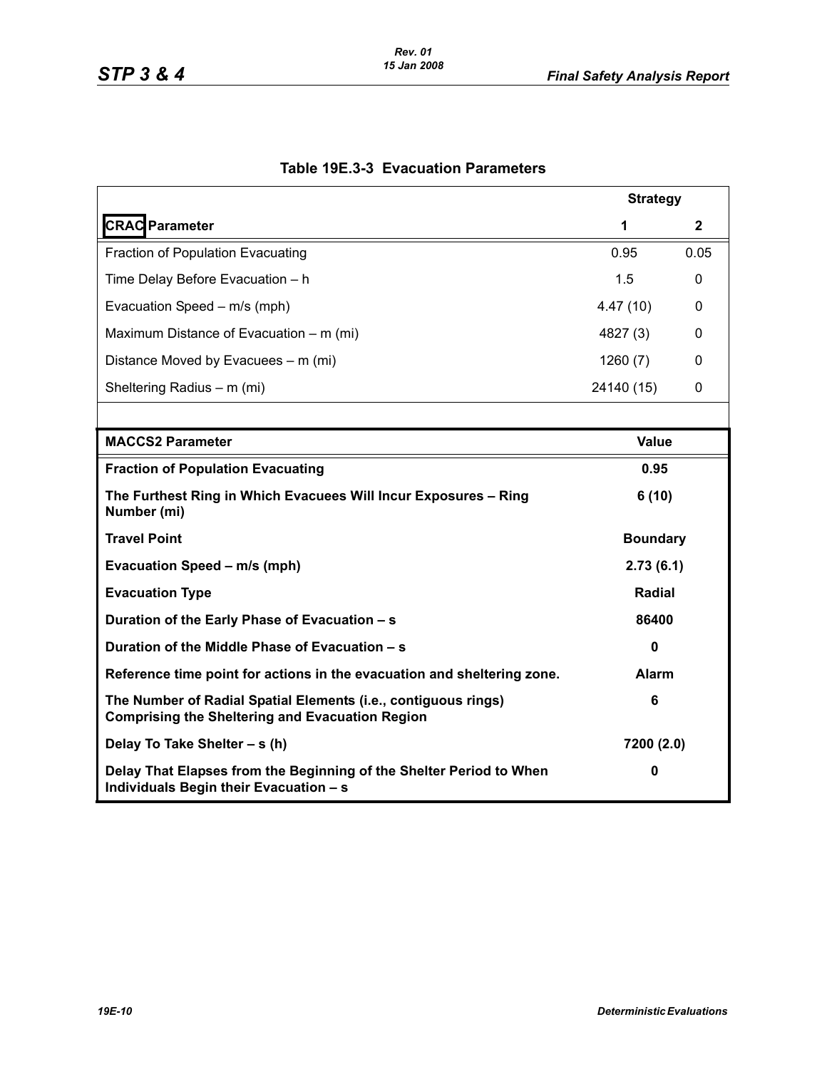**Table 19E.3-3 Evacuation Parameters**

| | Strategy | |
|---|---|---|
| **CRAC Parameter** | **1** | **2** |
| Fraction of Population Evacuating | 0.95 | 0.05 |
| Time Delay Before Evacuation – h | 1.5 | 0 |
| Evacuation Speed – m/s (mph) | 4.47 (10) | 0 |
| Maximum Distance of Evacuation – m (mi) | 4827 (3) | 0 |
| Distance Moved by Evacuees – m (mi) | 1260 (7) | 0 |
| Sheltering Radius – m (mi) | 24140 (15) | 0 |

| **MACCS2 Parameter** | **Value** |
|---|---|
| **Fraction of Population Evacuating** | **0.95** |
| **The Furthest Ring in Which Evacuees Will Incur Exposures – Ring Number (mi)** | **6 (10)** |
| **Travel Point** | **Boundary** |
| **Evacuation Speed – m/s (mph)** | **2.73 (6.1)** |
| **Evacuation Type** | **Radial** |
| **Duration of the Early Phase of Evacuation – s** | **86400** |
| **Duration of the Middle Phase of Evacuation – s** | **0** |
| **Reference time point for actions in the evacuation and sheltering zone.** | **Alarm** |
| **The Number of Radial Spatial Elements (i.e., contiguous rings) Comprising the Sheltering and Evacuation Region** | **6** |
| **Delay To Take Shelter – s (h)** | **7200 (2.0)** |
| **Delay That Elapses from the Beginning of the Shelter Period to When Individuals Begin their Evacuation – s** | **0** |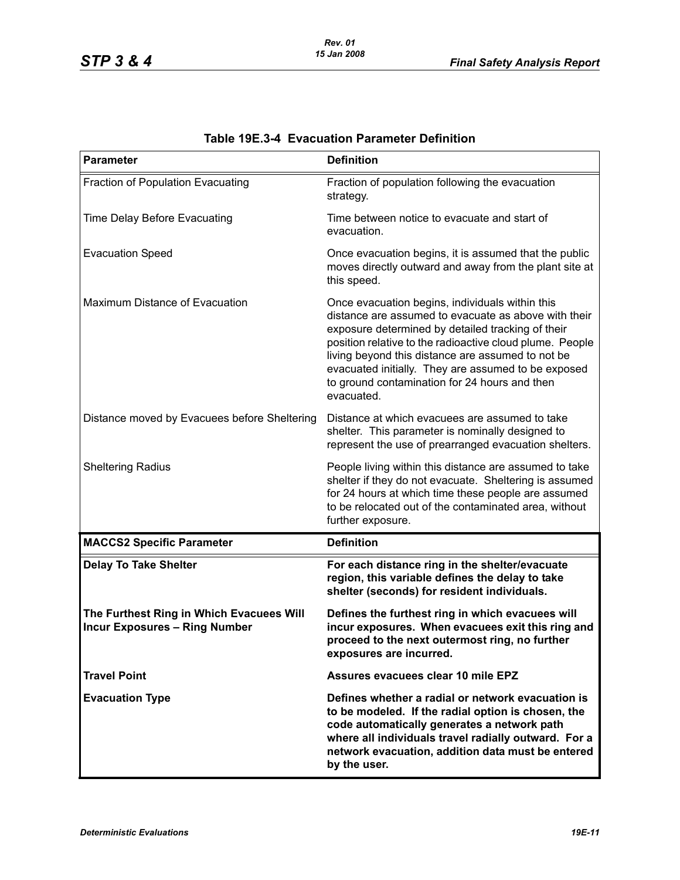**Table 19E.3-4 Evacuation Parameter Definition**

| Parameter | Definition |
|---|---|
| Fraction of Population Evacuating | Fraction of population following the evacuation strategy. |
| Time Delay Before Evacuating | Time between notice to evacuate and start of evacuation. |
| Evacuation Speed | Once evacuation begins, it is assumed that the public moves directly outward and away from the plant site at this speed. |
| Maximum Distance of Evacuation | Once evacuation begins, individuals within this distance are assumed to evacuate as above with their exposure determined by detailed tracking of their position relative to the radioactive cloud plume. People living beyond this distance are assumed to not be evacuated initially. They are assumed to be exposed to ground contamination for 24 hours and then evacuated. |
| Distance moved by Evacuees before Sheltering | Distance at which evacuees are assumed to take shelter. This parameter is nominally designed to represent the use of prearranged evacuation shelters. |
| Sheltering Radius | People living within this distance are assumed to take shelter if they do not evacuate. Sheltering is assumed for 24 hours at which time these people are assumed to be relocated out of the contaminated area, without further exposure. |
| **MACCS2 Specific Parameter** | **Definition** |
| **Delay To Take Shelter** | **For each distance ring in the shelter/evacuate region, this variable defines the delay to take shelter (seconds) for resident individuals.** |
| **The Furthest Ring in Which Evacuees Will Incur Exposures – Ring Number** | **Defines the furthest ring in which evacuees will incur exposures. When evacuees exit this ring and proceed to the next outermost ring, no further exposures are incurred.** |
| **Travel Point** | **Assures evacuees clear 10 mile EPZ** |
| **Evacuation Type** | **Defines whether a radial or network evacuation is to be modeled. If the radial option is chosen, the code automatically generates a network path where all individuals travel radially outward. For a network evacuation, addition data must be entered by the user.** |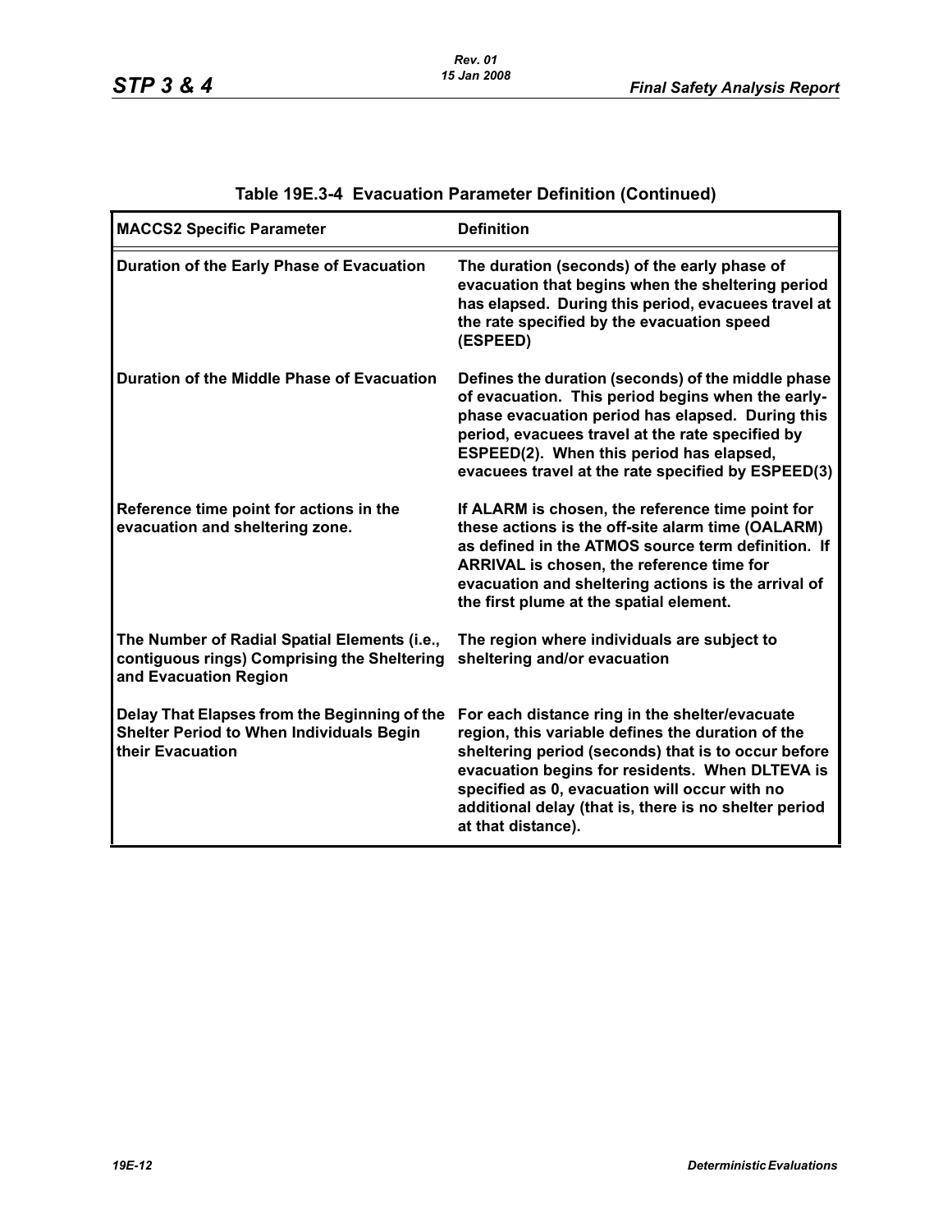## Table 19E.3-4 Evacuation Parameter Definition (Continued)

| MACCS2 Specific Parameter | Definition |
|---|---|
| Duration of the Early Phase of Evacuation | The duration (seconds) of the early phase of evacuation that begins when the sheltering period has elapsed. During this period, evacuees travel at the rate specified by the evacuation speed (ESPEED) |
| Duration of the Middle Phase of Evacuation | Defines the duration (seconds) of the middle phase of evacuation. This period begins when the early-phase evacuation period has elapsed. During this period, evacuees travel at the rate specified by ESPEED(2). When this period has elapsed, evacuees travel at the rate specified by ESPEED(3) |
| Reference time point for actions in the evacuation and sheltering zone. | If ALARM is chosen, the reference time point for these actions is the off-site alarm time (OALARM) as defined in the ATMOS source term definition. If ARRIVAL is chosen, the reference time for evacuation and sheltering actions is the arrival of the first plume at the spatial element. |
| The Number of Radial Spatial Elements (i.e., contiguous rings) Comprising the Sheltering and Evacuation Region | The region where individuals are subject to sheltering and/or evacuation |
| Delay That Elapses from the Beginning of the Shelter Period to When Individuals Begin their Evacuation | For each distance ring in the shelter/evacuate region, this variable defines the duration of the sheltering period (seconds) that is to occur before evacuation begins for residents. When DLTEVA is specified as 0, evacuation will occur with no additional delay (that is, there is no shelter period at that distance). |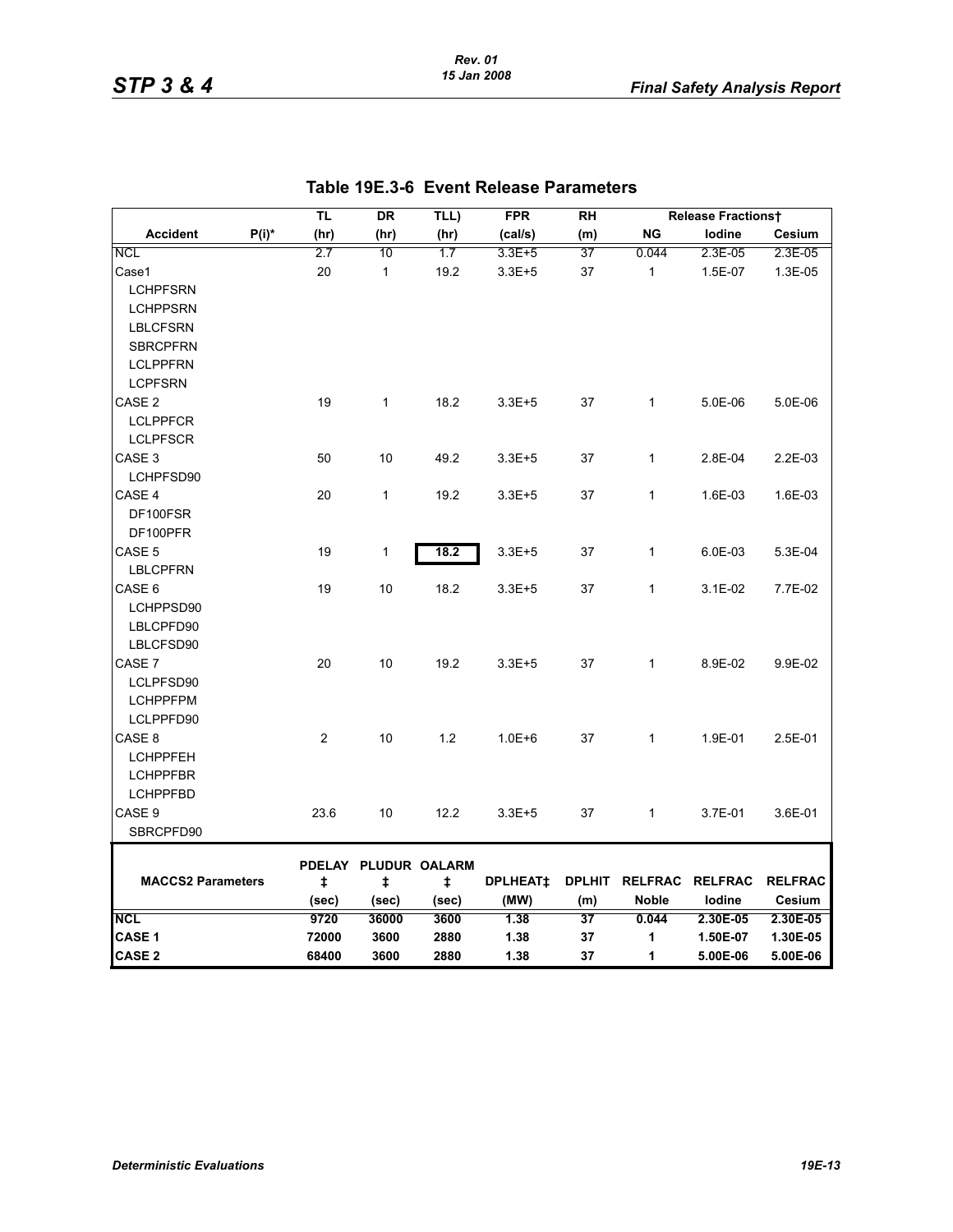## Table 19E.3-6 Event Release Parameters

| Accident | P(i)* | TL (hr) | DR (hr) | TLL) (hr) | FPR (cal/s) | RH (m) | Release Fractions† NG | Iodine | Cesium |
|---|---|---|---|---|---|---|---|---|---|
| NCL | | 2.7 | 10 | 1.7 | 3.3E+5 | 37 | 0.044 | 2.3E-05 | 2.3E-05 |
| Case1 | | 20 | 1 | 19.2 | 3.3E+5 | 37 | 1 | 1.5E-07 | 1.3E-05 |
| LCHPFSRN | | | | | | | | | |
| LCHPPSRN | | | | | | | | | |
| LBLCFSRN | | | | | | | | | |
| SBRCPFRN | | | | | | | | | |
| LCLPPFRN | | | | | | | | | |
| LCPFSRN | | | | | | | | | |
| CASE 2 | | 19 | 1 | 18.2 | 3.3E+5 | 37 | 1 | 5.0E-06 | 5.0E-06 |
| LCLPPFCR | | | | | | | | | |
| LCLPFSCR | | | | | | | | | |
| CASE 3 | | 50 | 10 | 49.2 | 3.3E+5 | 37 | 1 | 2.8E-04 | 2.2E-03 |
| LCHPFSD90 | | | | | | | | | |
| CASE 4 | | 20 | 1 | 19.2 | 3.3E+5 | 37 | 1 | 1.6E-03 | 1.6E-03 |
| DF100FSR | | | | | | | | | |
| DF100PFR | | | | | | | | | |
| CASE 5 | | 19 | 1 | 18.2 | 3.3E+5 | 37 | 1 | 6.0E-03 | 5.3E-04 |
| LBLCPFRN | | | | | | | | | |
| CASE 6 | | 19 | 10 | 18.2 | 3.3E+5 | 37 | 1 | 3.1E-02 | 7.7E-02 |
| LCHPPSD90 | | | | | | | | | |
| LBLCPFD90 | | | | | | | | | |
| LBLCFSD90 | | | | | | | | | |
| CASE 7 | | 20 | 10 | 19.2 | 3.3E+5 | 37 | 1 | 8.9E-02 | 9.9E-02 |
| LCLPFSD90 | | | | | | | | | |
| LCHPPFPM | | | | | | | | | |
| LCLPPFD90 | | | | | | | | | |
| CASE 8 | | 2 | 10 | 1.2 | 1.0E+6 | 37 | 1 | 1.9E-01 | 2.5E-01 |
| LCHPPFEH | | | | | | | | | |
| LCHPPFBR | | | | | | | | | |
| LCHPPFBD | | | | | | | | | |
| CASE 9 | | 23.6 | 10 | 12.2 | 3.3E+5 | 37 | 1 | 3.7E-01 | 3.6E-01 |
| SBRCPFD90 | | | | | | | | | |

| MACCS2 Parameters | PDELAY‡ (sec) | PLUDUR‡ (sec) | OALARM‡ (sec) | DPLHEAT‡ (MW) | DPLHIT (m) | RELFRAC Noble | RELFRAC Iodine | RELFRAC Cesium |
|---|---|---|---|---|---|---|---|---|
| **NCL** | **9720** | **36000** | **3600** | **1.38** | **37** | **0.044** | **2.30E-05** | **2.30E-05** |
| **CASE 1** | **72000** | **3600** | **2880** | **1.38** | **37** | **1** | **1.50E-07** | **1.30E-05** |
| **CASE 2** | **68400** | **3600** | **2880** | **1.38** | **37** | **1** | **5.00E-06** | **5.00E-06** |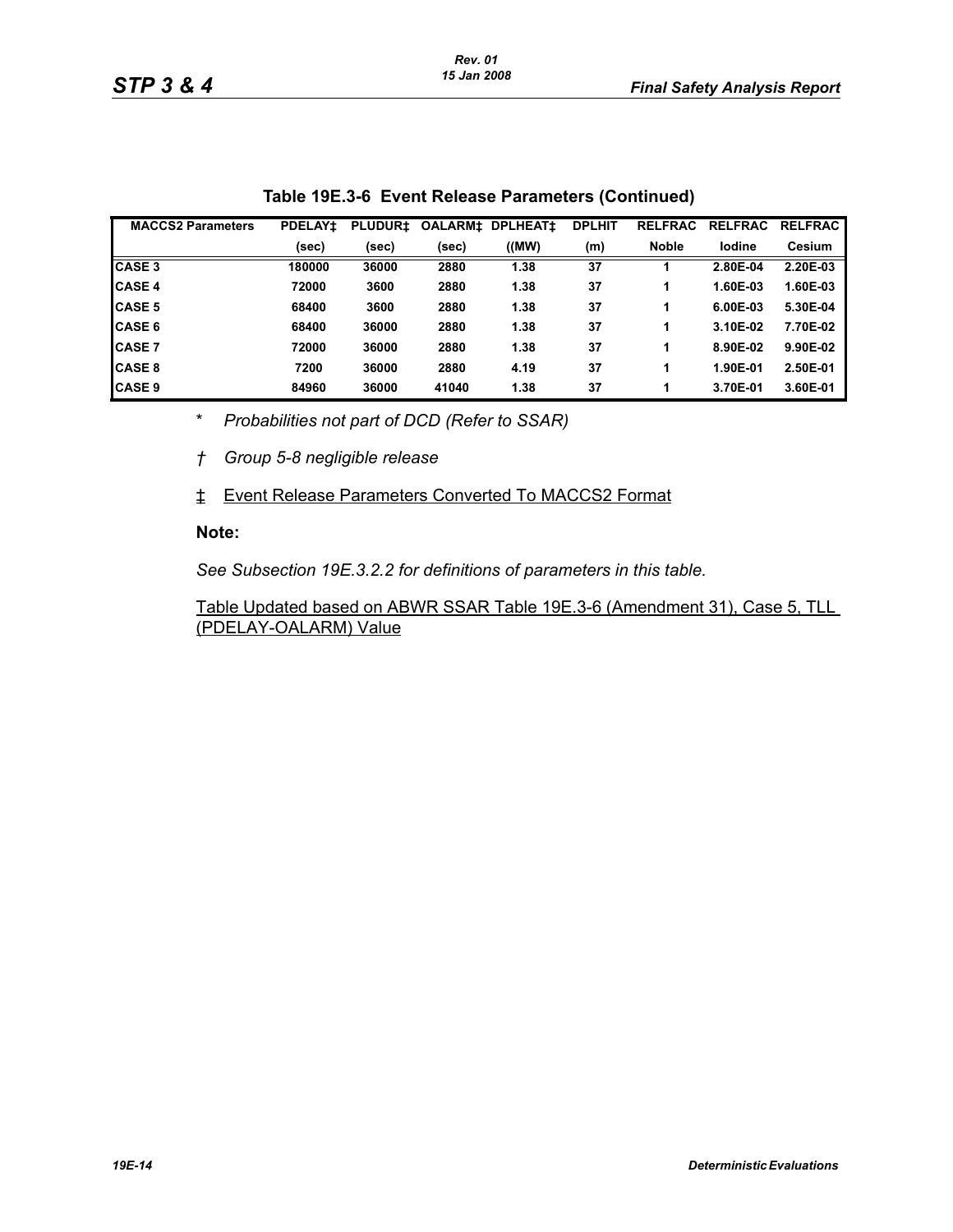**Table 19E.3-6 Event Release Parameters (Continued)**

| MACCS2 Parameters | PDELAY‡ | PLUDUR‡ | OALARM‡ | DPLHEAT‡ | DPLHIT | RELFRAC | RELFRAC | RELFRAC |
|---|---|---|---|---|---|---|---|---|
| | (sec) | (sec) | (sec) | ((MW) | (m) | Noble | Iodine | Cesium |
| CASE 3 | 180000 | 36000 | 2880 | 1.38 | 37 | 1 | 2.80E-04 | 2.20E-03 |
| CASE 4 | 72000 | 3600 | 2880 | 1.38 | 37 | 1 | 1.60E-03 | 1.60E-03 |
| CASE 5 | 68400 | 3600 | 2880 | 1.38 | 37 | 1 | 6.00E-03 | 5.30E-04 |
| CASE 6 | 68400 | 36000 | 2880 | 1.38 | 37 | 1 | 3.10E-02 | 7.70E-02 |
| CASE 7 | 72000 | 36000 | 2880 | 1.38 | 37 | 1 | 8.90E-02 | 9.90E-02 |
| CASE 8 | 7200 | 36000 | 2880 | 4.19 | 37 | 1 | 1.90E-01 | 2.50E-01 |
| CASE 9 | 84960 | 36000 | 41040 | 1.38 | 37 | 1 | 3.70E-01 | 3.60E-01 |

\* *Probabilities not part of DCD (Refer to SSAR)*

† *Group 5-8 negligible release*

‡ Event Release Parameters Converted To MACCS2 Format

**Note:**

*See Subsection 19E.3.2.2 for definitions of parameters in this table.*

Table Updated based on ABWR SSAR Table 19E.3-6 (Amendment 31), Case 5, TLL (PDELAY-OALARM) Value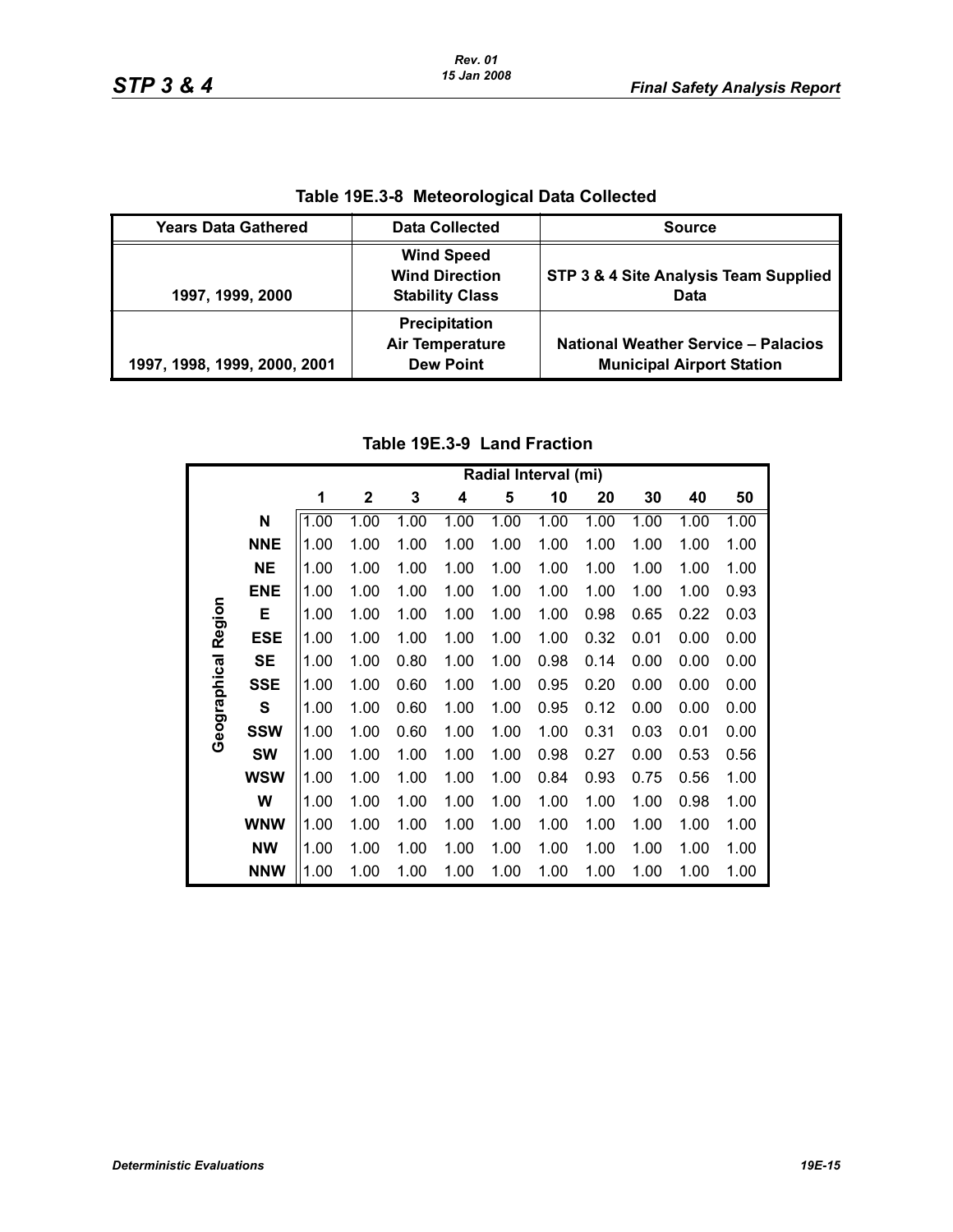**Table 19E.3-8 Meteorological Data Collected**

| Years Data Gathered | Data Collected | Source |
|---|---|---|
| 1997, 1999, 2000 | Wind Speed<br>Wind Direction<br>Stability Class | STP 3 & 4 Site Analysis Team Supplied Data |
| 1997, 1998, 1999, 2000, 2001 | Precipitation<br>Air Temperature<br>Dew Point | National Weather Service – Palacios Municipal Airport Station |

**Table 19E.3-9 Land Fraction**

| Geographical Region | Radial Interval (mi) | | | | | | | | | |
|---|---|---|---|---|---|---|---|---|---|---|
| | 1 | 2 | 3 | 4 | 5 | 10 | 20 | 30 | 40 | 50 |
| N | 1.00 | 1.00 | 1.00 | 1.00 | 1.00 | 1.00 | 1.00 | 1.00 | 1.00 | 1.00 |
| NNE | 1.00 | 1.00 | 1.00 | 1.00 | 1.00 | 1.00 | 1.00 | 1.00 | 1.00 | 1.00 |
| NE | 1.00 | 1.00 | 1.00 | 1.00 | 1.00 | 1.00 | 1.00 | 1.00 | 1.00 | 1.00 |
| ENE | 1.00 | 1.00 | 1.00 | 1.00 | 1.00 | 1.00 | 1.00 | 1.00 | 1.00 | 0.93 |
| E | 1.00 | 1.00 | 1.00 | 1.00 | 1.00 | 1.00 | 0.98 | 0.65 | 0.22 | 0.03 |
| ESE | 1.00 | 1.00 | 1.00 | 1.00 | 1.00 | 1.00 | 0.32 | 0.01 | 0.00 | 0.00 |
| SE | 1.00 | 1.00 | 0.80 | 1.00 | 1.00 | 0.98 | 0.14 | 0.00 | 0.00 | 0.00 |
| SSE | 1.00 | 1.00 | 0.60 | 1.00 | 1.00 | 0.95 | 0.20 | 0.00 | 0.00 | 0.00 |
| S | 1.00 | 1.00 | 0.60 | 1.00 | 1.00 | 0.95 | 0.12 | 0.00 | 0.00 | 0.00 |
| SSW | 1.00 | 1.00 | 0.60 | 1.00 | 1.00 | 1.00 | 0.31 | 0.03 | 0.01 | 0.00 |
| SW | 1.00 | 1.00 | 1.00 | 1.00 | 1.00 | 0.98 | 0.27 | 0.00 | 0.53 | 0.56 |
| WSW | 1.00 | 1.00 | 1.00 | 1.00 | 1.00 | 0.84 | 0.93 | 0.75 | 0.56 | 1.00 |
| W | 1.00 | 1.00 | 1.00 | 1.00 | 1.00 | 1.00 | 1.00 | 1.00 | 0.98 | 1.00 |
| WNW | 1.00 | 1.00 | 1.00 | 1.00 | 1.00 | 1.00 | 1.00 | 1.00 | 1.00 | 1.00 |
| NW | 1.00 | 1.00 | 1.00 | 1.00 | 1.00 | 1.00 | 1.00 | 1.00 | 1.00 | 1.00 |
| NNW | 1.00 | 1.00 | 1.00 | 1.00 | 1.00 | 1.00 | 1.00 | 1.00 | 1.00 | 1.00 |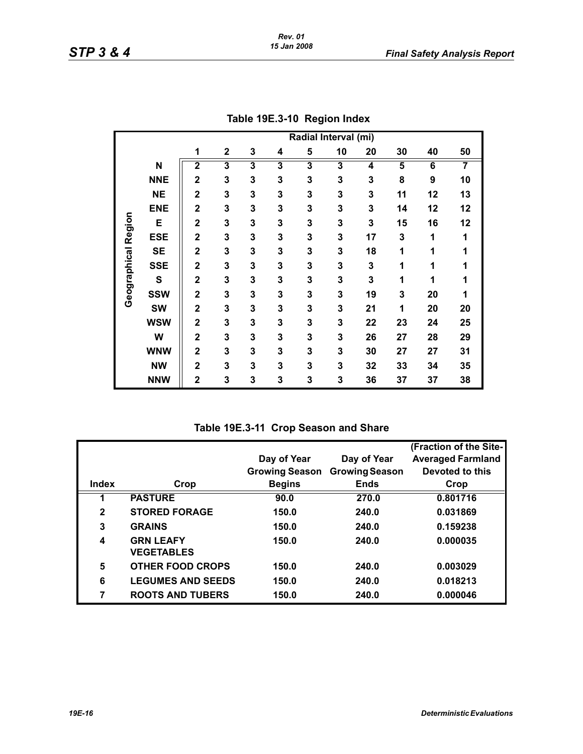**Table 19E.3-10 Region Index**

| | | Radial Interval (mi) | | | | | | | | | |
|---|---|---|---|---|---|---|---|---|---|---|---|
| | | 1 | 2 | 3 | 4 | 5 | 10 | 20 | 30 | 40 | 50 |
| Geographical Region | N | 2 | 3 | 3 | 3 | 3 | 3 | 4 | 5 | 6 | 7 |
| | NNE | 2 | 3 | 3 | 3 | 3 | 3 | 3 | 8 | 9 | 10 |
| | NE | 2 | 3 | 3 | 3 | 3 | 3 | 3 | 11 | 12 | 13 |
| | ENE | 2 | 3 | 3 | 3 | 3 | 3 | 3 | 14 | 12 | 12 |
| | E | 2 | 3 | 3 | 3 | 3 | 3 | 3 | 15 | 16 | 12 |
| | ESE | 2 | 3 | 3 | 3 | 3 | 3 | 17 | 3 | 1 | 1 |
| | SE | 2 | 3 | 3 | 3 | 3 | 3 | 18 | 1 | 1 | 1 |
| | SSE | 2 | 3 | 3 | 3 | 3 | 3 | 3 | 1 | 1 | 1 |
| | S | 2 | 3 | 3 | 3 | 3 | 3 | 3 | 1 | 1 | 1 |
| | SSW | 2 | 3 | 3 | 3 | 3 | 3 | 19 | 3 | 20 | 1 |
| | SW | 2 | 3 | 3 | 3 | 3 | 3 | 21 | 1 | 20 | 20 |
| | WSW | 2 | 3 | 3 | 3 | 3 | 3 | 22 | 23 | 24 | 25 |
| | W | 2 | 3 | 3 | 3 | 3 | 3 | 26 | 27 | 28 | 29 |
| | WNW | 2 | 3 | 3 | 3 | 3 | 3 | 30 | 27 | 27 | 31 |
| | NW | 2 | 3 | 3 | 3 | 3 | 3 | 32 | 33 | 34 | 35 |
| | NNW | 2 | 3 | 3 | 3 | 3 | 3 | 36 | 37 | 37 | 38 |

**Table 19E.3-11 Crop Season and Share**

| Index | Crop | Day of Year Growing Season Begins | Day of Year Growing Season Ends | (Fraction of the Site-Averaged Farmland Devoted to this Crop |
|---|---|---|---|---|
| 1 | PASTURE | 90.0 | 270.0 | 0.801716 |
| 2 | STORED FORAGE | 150.0 | 240.0 | 0.031869 |
| 3 | GRAINS | 150.0 | 240.0 | 0.159238 |
| 4 | GRN LEAFY VEGETABLES | 150.0 | 240.0 | 0.000035 |
| 5 | OTHER FOOD CROPS | 150.0 | 240.0 | 0.003029 |
| 6 | LEGUMES AND SEEDS | 150.0 | 240.0 | 0.018213 |
| 7 | ROOTS AND TUBERS | 150.0 | 240.0 | 0.000046 |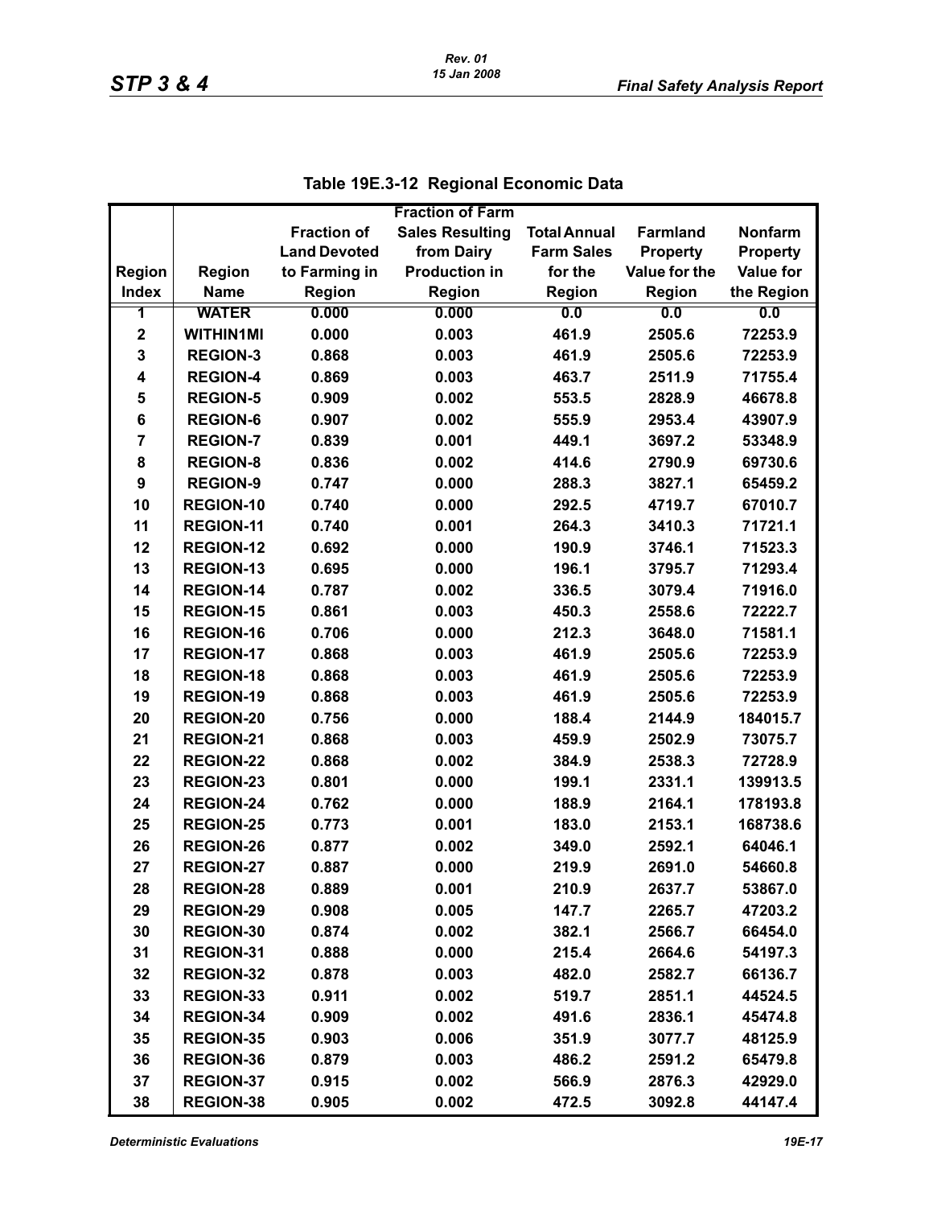## Table 19E.3-12 Regional Economic Data

| Region Index | Region Name | Fraction of Land Devoted to Farming in Region | Fraction of Farm Sales Resulting from Dairy Production in Region | Total Annual Farm Sales for the Region | Farmland Property Value for the Region | Nonfarm Property Value for the Region |
|---|---|---|---|---|---|---|
| 1 | WATER | 0.000 | 0.000 | 0.0 | 0.0 | 0.0 |
| 2 | WITHIN1MI | 0.000 | 0.003 | 461.9 | 2505.6 | 72253.9 |
| 3 | REGION-3 | 0.868 | 0.003 | 461.9 | 2505.6 | 72253.9 |
| 4 | REGION-4 | 0.869 | 0.003 | 463.7 | 2511.9 | 71755.4 |
| 5 | REGION-5 | 0.909 | 0.002 | 553.5 | 2828.9 | 46678.8 |
| 6 | REGION-6 | 0.907 | 0.002 | 555.9 | 2953.4 | 43907.9 |
| 7 | REGION-7 | 0.839 | 0.001 | 449.1 | 3697.2 | 53348.9 |
| 8 | REGION-8 | 0.836 | 0.002 | 414.6 | 2790.9 | 69730.6 |
| 9 | REGION-9 | 0.747 | 0.000 | 288.3 | 3827.1 | 65459.2 |
| 10 | REGION-10 | 0.740 | 0.000 | 292.5 | 4719.7 | 67010.7 |
| 11 | REGION-11 | 0.740 | 0.001 | 264.3 | 3410.3 | 71721.1 |
| 12 | REGION-12 | 0.692 | 0.000 | 190.9 | 3746.1 | 71523.3 |
| 13 | REGION-13 | 0.695 | 0.000 | 196.1 | 3795.7 | 71293.4 |
| 14 | REGION-14 | 0.787 | 0.002 | 336.5 | 3079.4 | 71916.0 |
| 15 | REGION-15 | 0.861 | 0.003 | 450.3 | 2558.6 | 72222.7 |
| 16 | REGION-16 | 0.706 | 0.000 | 212.3 | 3648.0 | 71581.1 |
| 17 | REGION-17 | 0.868 | 0.003 | 461.9 | 2505.6 | 72253.9 |
| 18 | REGION-18 | 0.868 | 0.003 | 461.9 | 2505.6 | 72253.9 |
| 19 | REGION-19 | 0.868 | 0.003 | 461.9 | 2505.6 | 72253.9 |
| 20 | REGION-20 | 0.756 | 0.000 | 188.4 | 2144.9 | 184015.7 |
| 21 | REGION-21 | 0.868 | 0.003 | 459.9 | 2502.9 | 73075.7 |
| 22 | REGION-22 | 0.868 | 0.002 | 384.9 | 2538.3 | 72728.9 |
| 23 | REGION-23 | 0.801 | 0.000 | 199.1 | 2331.1 | 139913.5 |
| 24 | REGION-24 | 0.762 | 0.000 | 188.9 | 2164.1 | 178193.8 |
| 25 | REGION-25 | 0.773 | 0.001 | 183.0 | 2153.1 | 168738.6 |
| 26 | REGION-26 | 0.877 | 0.002 | 349.0 | 2592.1 | 64046.1 |
| 27 | REGION-27 | 0.887 | 0.000 | 219.9 | 2691.0 | 54660.8 |
| 28 | REGION-28 | 0.889 | 0.001 | 210.9 | 2637.7 | 53867.0 |
| 29 | REGION-29 | 0.908 | 0.005 | 147.7 | 2265.7 | 47203.2 |
| 30 | REGION-30 | 0.874 | 0.002 | 382.1 | 2566.7 | 66454.0 |
| 31 | REGION-31 | 0.888 | 0.000 | 215.4 | 2664.6 | 54197.3 |
| 32 | REGION-32 | 0.878 | 0.003 | 482.0 | 2582.7 | 66136.7 |
| 33 | REGION-33 | 0.911 | 0.002 | 519.7 | 2851.1 | 44524.5 |
| 34 | REGION-34 | 0.909 | 0.002 | 491.6 | 2836.1 | 45474.8 |
| 35 | REGION-35 | 0.903 | 0.006 | 351.9 | 3077.7 | 48125.9 |
| 36 | REGION-36 | 0.879 | 0.003 | 486.2 | 2591.2 | 65479.8 |
| 37 | REGION-37 | 0.915 | 0.002 | 566.9 | 2876.3 | 42929.0 |
| 38 | REGION-38 | 0.905 | 0.002 | 472.5 | 3092.8 | 44147.4 |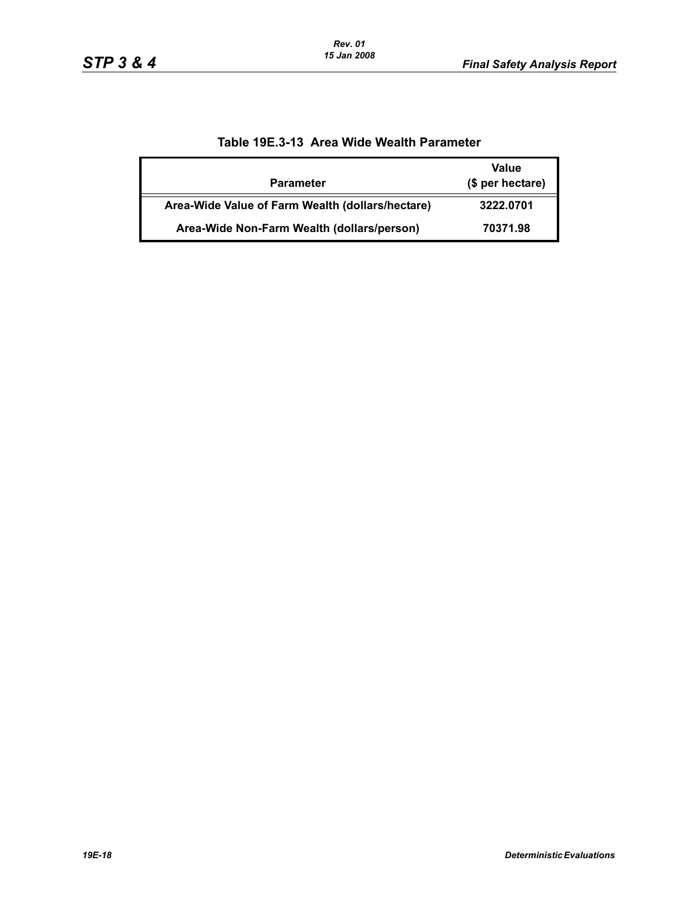**Table 19E.3-13 Area Wide Wealth Parameter**

| Parameter | Value ($ per hectare) |
|---|---|
| Area-Wide Value of Farm Wealth (dollars/hectare) | 3222.0701 |
| Area-Wide Non-Farm Wealth (dollars/person) | 70371.98 |